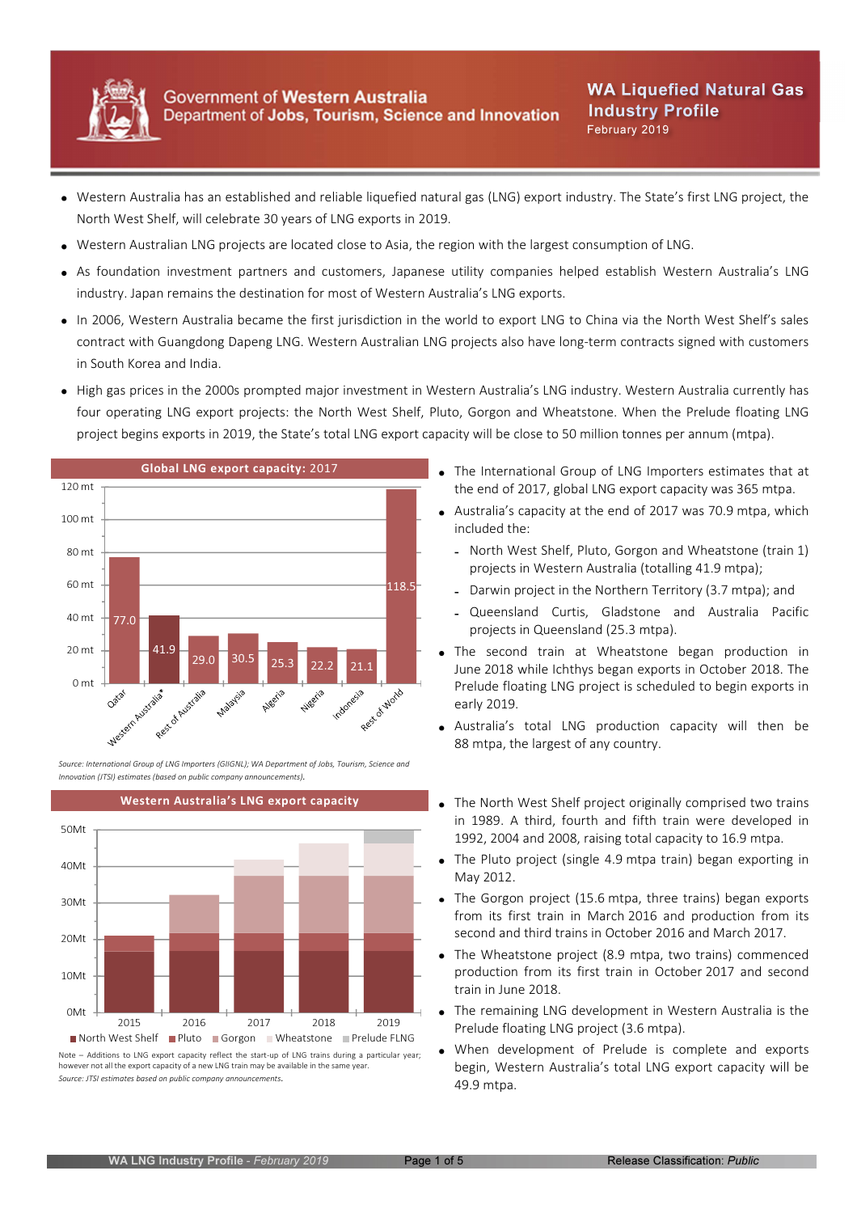Government of **Western Australia**
Department of **Jobs, Tourism, Science and Innovation**

# WA Liquefied Natural Gas Industry Profile

February 2019

- Western Australia has an established and reliable liquefied natural gas (LNG) export industry. The State's first LNG project, the North West Shelf, will celebrate 30 years of LNG exports in 2019.
- Western Australian LNG projects are located close to Asia, the region with the largest consumption of LNG.
- As foundation investment partners and customers, Japanese utility companies helped establish Western Australia's LNG industry. Japan remains the destination for most of Western Australia's LNG exports.
- In 2006, Western Australia became the first jurisdiction in the world to export LNG to China via the North West Shelf's sales contract with Guangdong Dapeng LNG. Western Australian LNG projects also have long-term contracts signed with customers in South Korea and India.
- High gas prices in the 2000s prompted major investment in Western Australia's LNG industry. Western Australia currently has four operating LNG export projects: the North West Shelf, Pluto, Gorgon and Wheatstone. When the Prelude floating LNG project begins exports in 2019, the State's total LNG export capacity will be close to 50 million tonnes per annum (mtpa).

**Global LNG export capacity: 2017**

| Country/Region | Capacity (mt) |
|---|---|
| Qatar | 77.0 |
| Western Australia* | 41.9 |
| Rest of Australia | 29.0 |
| Malaysia | 30.5 |
| Algeria | 25.3 |
| Nigeria | 22.2 |
| Indonesia | 21.1 |
| Rest of World | 118.5 |

*Source: International Group of LNG Importers (GIIGNL); WA Department of Jobs, Tourism, Science and Innovation (JTSI) estimates (based on public company announcements).*

- The International Group of LNG Importers estimates that at the end of 2017, global LNG export capacity was 365 mtpa.
- Australia's capacity at the end of 2017 was 70.9 mtpa, which included the:
  - North West Shelf, Pluto, Gorgon and Wheatstone (train 1) projects in Western Australia (totalling 41.9 mtpa);
  - Darwin project in the Northern Territory (3.7 mtpa); and
  - Queensland Curtis, Gladstone and Australia Pacific projects in Queensland (25.3 mtpa).
- The second train at Wheatstone began production in June 2018 while Ichthys began exports in October 2018. The Prelude floating LNG project is scheduled to begin exports in early 2019.
- Australia's total LNG production capacity will then be 88 mtpa, the largest of any country.

**Western Australia's LNG export capacity**

(Stacked bar chart, 2015–2019, 0Mt–50Mt; series: North West Shelf, Pluto, Gorgon, Wheatstone, Prelude FLNG)

*Note – Additions to LNG export capacity reflect the start-up of LNG trains during a particular year; however not all the export capacity of a new LNG train may be available in the same year.*
*Source: JTSI estimates based on public company announcements.*

- The North West Shelf project originally comprised two trains in 1989. A third, fourth and fifth train were developed in 1992, 2004 and 2008, raising total capacity to 16.9 mtpa.
- The Pluto project (single 4.9 mtpa train) began exporting in May 2012.
- The Gorgon project (15.6 mtpa, three trains) began exports from its first train in March 2016 and production from its second and third trains in October 2016 and March 2017.
- The Wheatstone project (8.9 mtpa, two trains) commenced production from its first train in October 2017 and second train in June 2018.
- The remaining LNG development in Western Australia is the Prelude floating LNG project (3.6 mtpa).
- When development of Prelude is complete and exports begin, Western Australia's total LNG export capacity will be 49.9 mtpa.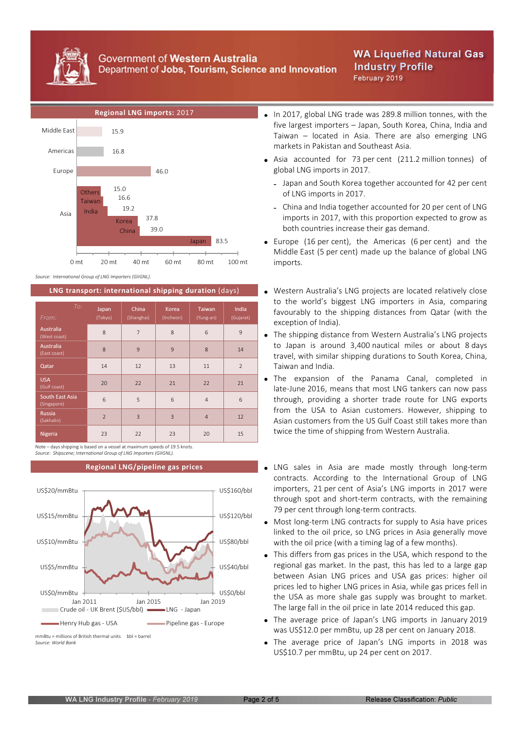**Regional LNG imports: 2017**

| Region | Country | Imports (mt) |
|---|---|---|
| Middle East | | 15.9 |
| Americas | | 16.8 |
| Europe | | 46.0 |
| Asia | Others | 15.0 |
| | Taiwan | 16.6 |
| | India | 19.2 |
| | Korea | 37.8 |
| | China | 39.0 |
| | Japan | 83.5 |

*Source: International Group of LNG Importers (GIIGNL).*

- In 2017, global LNG trade was 289.8 million tonnes, with the five largest importers – Japan, South Korea, China, India and Taiwan – located in Asia. There are also emerging LNG markets in Pakistan and Southeast Asia.
- Asia accounted for 73 per cent (211.2 million tonnes) of global LNG imports in 2017.
  - Japan and South Korea together accounted for 42 per cent of LNG imports in 2017.
  - China and India together accounted for 20 per cent of LNG imports in 2017, with this proportion expected to grow as both countries increase their gas demand.
- Europe (16 per cent), the Americas (6 per cent) and the Middle East (5 per cent) made up the balance of global LNG imports.

**LNG transport: international shipping duration (days)**

| From: / To: | Japan (Tokyo) | China (Shanghai) | Korea (Incheon) | Taiwan (Yung-an) | India (Gujarat) |
|---|---|---|---|---|---|
| Australia (West coast) | 8 | 7 | 8 | 6 | 9 |
| Australia (East coast) | 8 | 9 | 9 | 8 | 14 |
| Qatar | 14 | 12 | 13 | 11 | 2 |
| USA (Gulf coast) | 20 | 22 | 21 | 22 | 21 |
| South East Asia (Singapore) | 6 | 5 | 6 | 4 | 6 |
| Russia (Sakhalin) | 2 | 3 | 3 | 4 | 12 |
| Nigeria | 23 | 22 | 23 | 20 | 15 |

Note – days shipping is based on a vessel at maximum speeds of 19.5 knots.
*Source: Shipscene; International Group of LNG Importers (GIIGNL).*

- Western Australia's LNG projects are located relatively close to the world's biggest LNG importers in Asia, comparing favourably to the shipping distances from Qatar (with the exception of India).
- The shipping distance from Western Australia's LNG projects to Japan is around 3,400 nautical miles or about 8 days travel, with similar shipping durations to South Korea, China, Taiwan and India.
- The expansion of the Panama Canal, completed in late-June 2016, means that most LNG tankers can now pass through, providing a shorter trade route for LNG exports from the USA to Asian customers. However, shipping to Asian customers from the US Gulf Coast still takes more than twice the time of shipping from Western Australia.

**Regional LNG/pipeline gas prices**

Left axis: US$0/mmBtu – US$20/mmBtu; Right axis: US$0/bbl – US$160/bbl; Jan 2011 – Jan 2019

Crude oil - UK Brent ($US/bbl) — LNG - Japan — Henry Hub gas - USA — Pipeline gas - Europe

mmBtu = millions of British thermal units  bbl = barrel
*Source: World Bank*

- LNG sales in Asia are made mostly through long-term contracts. According to the International Group of LNG importers, 21 per cent of Asia's LNG imports in 2017 were through spot and short-term contracts, with the remaining 79 per cent through long-term contracts.
- Most long-term LNG contracts for supply to Asia have prices linked to the oil price, so LNG prices in Asia generally move with the oil price (with a timing lag of a few months).
- This differs from gas prices in the USA, which respond to the regional gas market. In the past, this has led to a large gap between Asian LNG prices and USA gas prices: higher oil prices led to higher LNG prices in Asia, while gas prices fell in the USA as more shale gas supply was brought to market. The large fall in the oil price in late 2014 reduced this gap.
- The average price of Japan's LNG imports in January 2019 was US$12.0 per mmBtu, up 28 per cent on January 2018.
- The average price of Japan's LNG imports in 2018 was US$10.7 per mmBtu, up 24 per cent on 2017.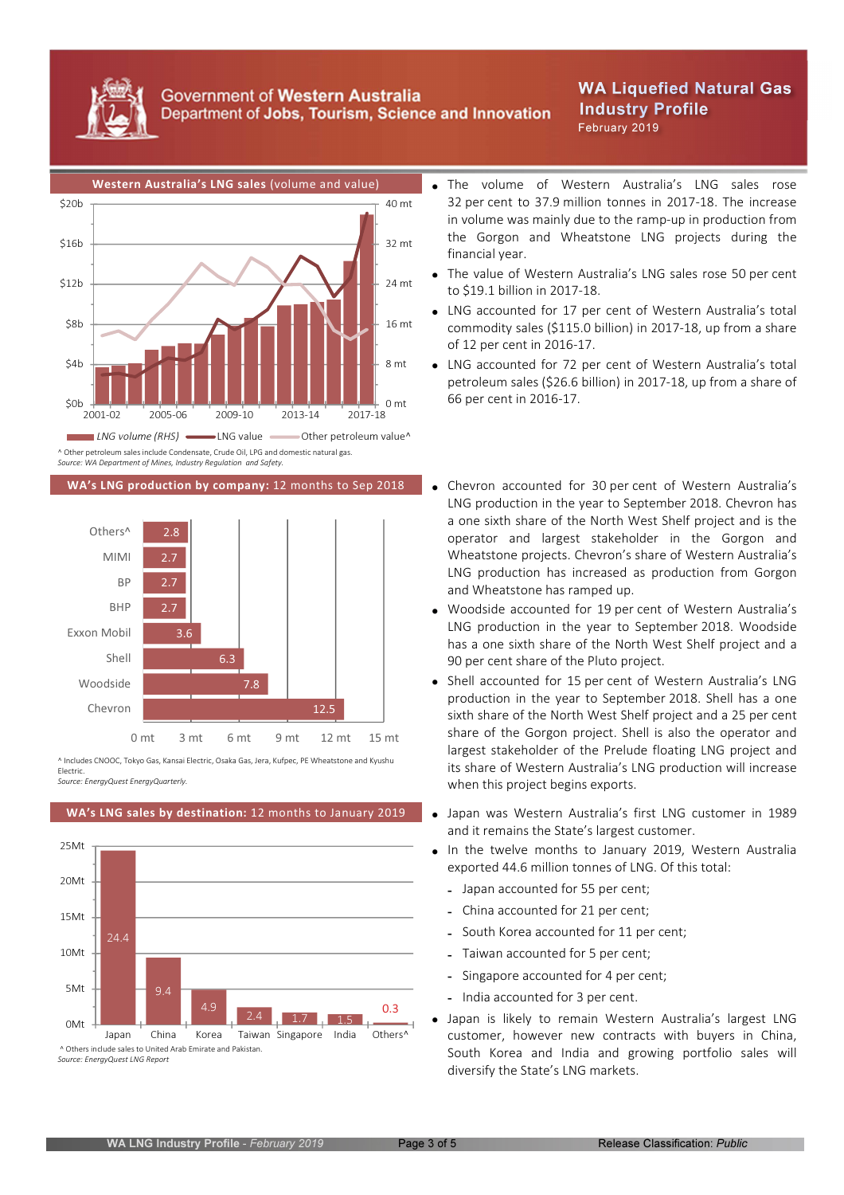# WA Liquefied Natural Gas Industry Profile

February 2019

Government of Western Australia
Department of Jobs, Tourism, Science and Innovation

## Western Australia's LNG sales (volume and value)

LNG volume (RHS) — LNG value — Other petroleum value^

^ Other petroleum sales include Condensate, Crude Oil, LPG and domestic natural gas.
*Source: WA Department of Mines, Industry Regulation and Safety.*

- The volume of Western Australia's LNG sales rose 32 per cent to 37.9 million tonnes in 2017-18. The increase in volume was mainly due to the ramp-up in production from the Gorgon and Wheatstone LNG projects during the financial year.
- The value of Western Australia's LNG sales rose 50 per cent to $19.1 billion in 2017-18.
- LNG accounted for 17 per cent of Western Australia's total commodity sales ($115.0 billion) in 2017-18, up from a share of 12 per cent in 2016-17.
- LNG accounted for 72 per cent of Western Australia's total petroleum sales ($26.6 billion) in 2017-18, up from a share of 66 per cent in 2016-17.

## WA's LNG production by company: 12 months to Sep 2018

| Company | Production (mt) |
|---|---|
| Others^ | 2.8 |
| MIMI | 2.7 |
| BP | 2.7 |
| BHP | 2.7 |
| Exxon Mobil | 3.6 |
| Shell | 6.3 |
| Woodside | 7.8 |
| Chevron | 12.5 |

^ Includes CNOOC, Tokyo Gas, Kansai Electric, Osaka Gas, Jera, Kufpec, PE Wheatstone and Kyushu Electric.
*Source: EnergyQuest EnergyQuarterly.*

- Chevron accounted for 30 per cent of Western Australia's LNG production in the year to September 2018. Chevron has a one sixth share of the North West Shelf project and is the operator and largest stakeholder in the Gorgon and Wheatstone projects. Chevron's share of Western Australia's LNG production has increased as production from Gorgon and Wheatstone has ramped up.
- Woodside accounted for 19 per cent of Western Australia's LNG production in the year to September 2018. Woodside has a one sixth share of the North West Shelf project and a 90 per cent share of the Pluto project.
- Shell accounted for 15 per cent of Western Australia's LNG production in the year to September 2018. Shell has a one sixth share of the North West Shelf project and a 25 per cent share of the Gorgon project. Shell is also the operator and largest stakeholder of the Prelude floating LNG project and its share of Western Australia's LNG production will increase when this project begins exports.

## WA's LNG sales by destination: 12 months to January 2019

| Destination | Sales (Mt) |
|---|---|
| Japan | 24.4 |
| China | 9.4 |
| Korea | 4.9 |
| Taiwan | 2.4 |
| Singapore | 1.7 |
| India | 1.5 |
| Others^ | 0.3 |

^ Others include sales to United Arab Emirate and Pakistan.
*Source: EnergyQuest LNG Report*

- Japan was Western Australia's first LNG customer in 1989 and it remains the State's largest customer.
- In the twelve months to January 2019, Western Australia exported 44.6 million tonnes of LNG. Of this total:
  - Japan accounted for 55 per cent;
  - China accounted for 21 per cent;
  - South Korea accounted for 11 per cent;
  - Taiwan accounted for 5 per cent;
  - Singapore accounted for 4 per cent;
  - India accounted for 3 per cent.
- Japan is likely to remain Western Australia's largest LNG customer, however new contracts with buyers in China, South Korea and India and growing portfolio sales will diversify the State's LNG markets.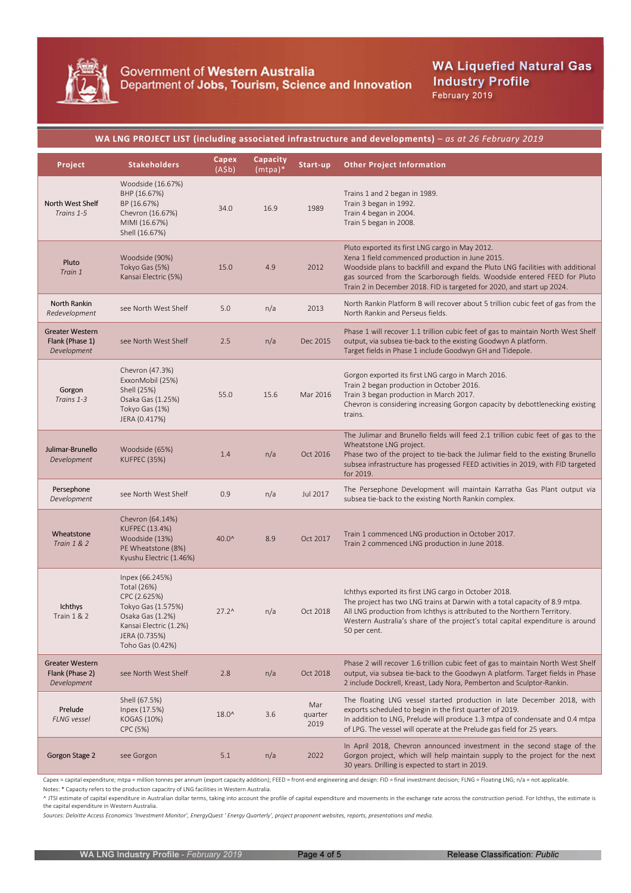# WA Liquefied Natural Gas Industry Profile

February 2019

Government of Western Australia
Department of Jobs, Tourism, Science and Innovation

## WA LNG PROJECT LIST (including associated infrastructure and developments) – *as at 26 February 2019*

| Project | Stakeholders | Capex (A$b) | Capacity (mtpa)* | Start-up | Other Project Information |
|---|---|---|---|---|---|
| North West Shelf *Trains 1-5* | Woodside (16.67%) BHP (16.67%) BP (16.67%) Chevron (16.67%) MIMI (16.67%) Shell (16.67%) | 34.0 | 16.9 | 1989 | Trains 1 and 2 began in 1989. Train 3 began in 1992. Train 4 began in 2004. Train 5 began in 2008. |
| Pluto *Train 1* | Woodside (90%) Tokyo Gas (5%) Kansai Electric (5%) | 15.0 | 4.9 | 2012 | Pluto exported its first LNG cargo in May 2012. Xena 1 field commenced production in June 2015. Woodside plans to backfill and expand the Pluto LNG facilities with additional gas sourced from the Scarborough fields. Woodside entered FEED for Pluto Train 2 in December 2018. FID is targeted for 2020, and start up 2024. |
| North Rankin *Redevelopment* | see North West Shelf | 5.0 | n/a | 2013 | North Rankin Platform B will recover about 5 trillion cubic feet of gas from the North Rankin and Perseus fields. |
| Greater Western Flank (Phase 1) *Development* | see North West Shelf | 2.5 | n/a | Dec 2015 | Phase 1 will recover 1.1 trillion cubic feet of gas to maintain North West Shelf output, via subsea tie-back to the existing Goodwyn A platform. Target fields in Phase 1 include Goodwyn GH and Tidepole. |
| Gorgon *Trains 1-3* | Chevron (47.3%) ExxonMobil (25%) Shell (25%) Osaka Gas (1.25%) Tokyo Gas (1%) JERA (0.417%) | 55.0 | 15.6 | Mar 2016 | Gorgon exported its first LNG cargo in March 2016. Train 2 began production in October 2016. Train 3 began production in March 2017. Chevron is considering increasing Gorgon capacity by debottlenecking existing trains. |
| Julimar-Brunello *Development* | Woodside (65%) KUFPEC (35%) | 1.4 | n/a | Oct 2016 | The Julimar and Brunello fields will feed 2.1 trillion cubic feet of gas to the Wheatstone LNG project. Phase two of the project to tie-back the Julimar field to the existing Brunello subsea infrastructure has progessed FEED activities in 2019, with FID targeted for 2019. |
| Persephone *Development* | see North West Shelf | 0.9 | n/a | Jul 2017 | The Persephone Development will maintain Karratha Gas Plant output via subsea tie-back to the existing North Rankin complex. |
| Wheatstone *Train 1 & 2* | Chevron (64.14%) KUFPEC (13.4%) Woodside (13%) PE Wheatstone (8%) Kyushu Electric (1.46%) | 40.0^ | 8.9 | Oct 2017 | Train 1 commenced LNG production in October 2017. Train 2 commenced LNG production in June 2018. |
| Ichthys Train 1 & 2 | Inpex (66.245%) Total (26%) CPC (2.625%) Tokyo Gas (1.575%) Osaka Gas (1.2%) Kansai Electric (1.2%) JERA (0.735%) Toho Gas (0.42%) | 27.2^ | n/a | Oct 2018 | Ichthys exported its first LNG cargo in October 2018. The project has two LNG trains at Darwin with a total capacity of 8.9 mtpa. All LNG production from Ichthys is attributed to the Northern Territory. Western Australia's share of the project's total capital expenditure is around 50 per cent. |
| Greater Western Flank (Phase 2) *Development* | see North West Shelf | 2.8 | n/a | Oct 2018 | Phase 2 will recover 1.6 trillion cubic feet of gas to maintain North West Shelf output, via subsea tie-back to the Goodwyn A platform. Target fields in Phase 2 include Dockrell, Kreast, Lady Nora, Pemberton and Sculptor-Rankin. |
| Prelude *FLNG vessel* | Shell (67.5%) Inpex (17.5%) KOGAS (10%) CPC (5%) | 18.0^ | 3.6 | Mar quarter 2019 | The floating LNG vessel started production in late December 2018, with exports scheduled to begin in the first quarter of 2019. In addition to LNG, Prelude will produce 1.3 mtpa of condensate and 0.4 mtpa of LPG. The vessel will operate at the Prelude gas field for 25 years. |
| Gorgon Stage 2 | see Gorgon | 5.1 | n/a | 2022 | In April 2018, Chevron announced investment in the second stage of the Gorgon project, which will help maintain supply to the project for the next 30 years. Drilling is expected to start in 2019. |

Capex = capital expenditure; mtpa = million tonnes per annum (export capacity addition); FEED = front-end engineering and design: FID = final investment decision; FLNG = Floating LNG; n/a = not applicable.

Notes: * Capacity refers to the production capacity of LNG facilities in Western Australia.

^ JTSI estimate of capital expenditure in Australian dollar terms, taking into account the profile of capital expenditure and movements in the exchange rate across the construction period. For Ichthys, the estimate is the capital expenditure in Western Australia.

*Sources: Deloitte Access Economics 'Investment Monitor', EnergyQuest ' Energy Quarterly', project proponent websites, reports, presentations and media.*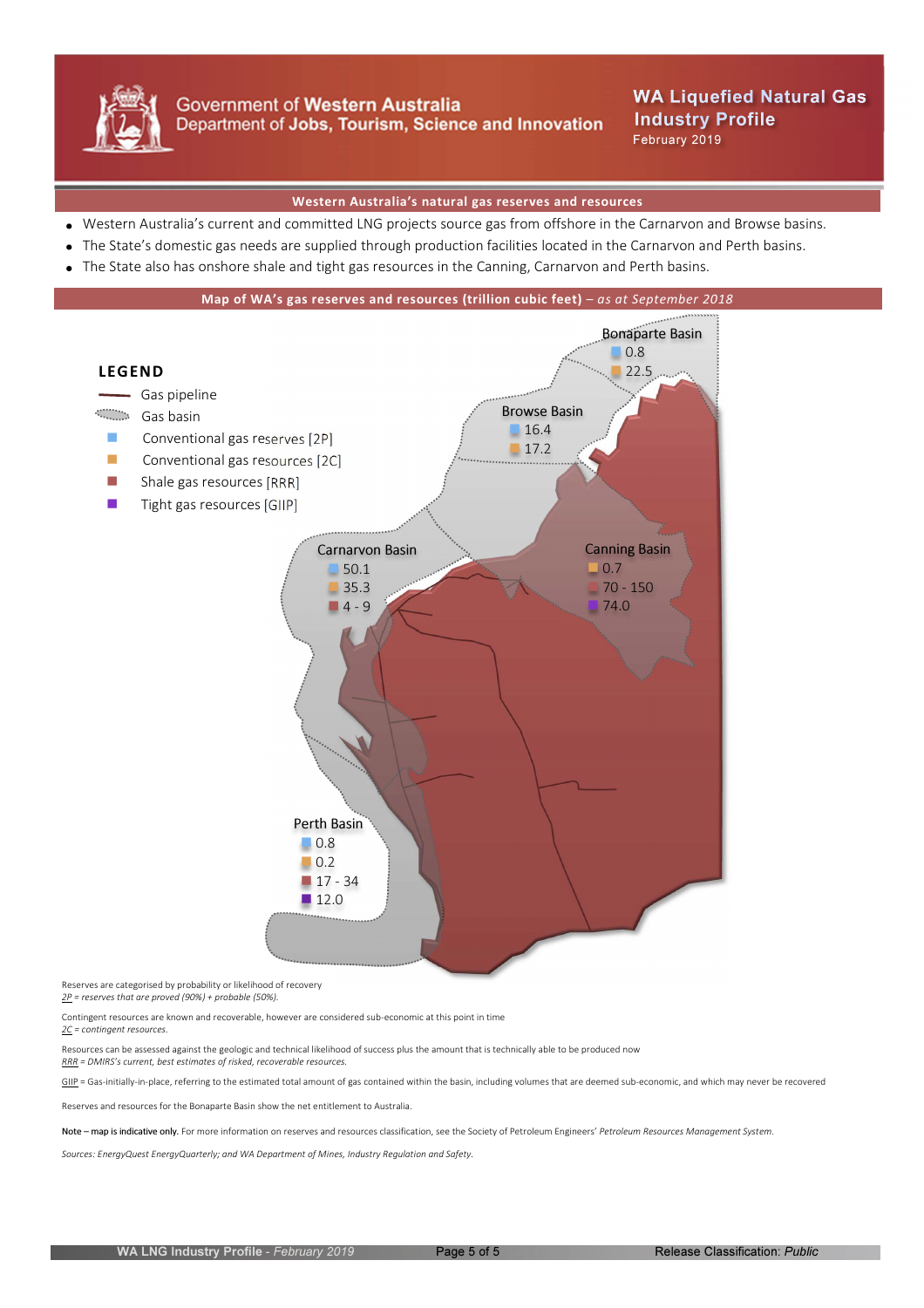Government of Western Australia
Department of Jobs, Tourism, Science and Innovation

**WA Liquefied Natural Gas Industry Profile**
February 2019

## Western Australia's natural gas reserves and resources

- Western Australia's current and committed LNG projects source gas from offshore in the Carnarvon and Browse basins.
- The State's domestic gas needs are supplied through production facilities located in the Carnarvon and Perth basins.
- The State also has onshore shale and tight gas resources in the Canning, Carnarvon and Perth basins.

## Map of WA's gas reserves and resources (trillion cubic feet) – *as at September 2018*

**LEGEND**
Gas pipeline
Gas basin
Conventional gas reserves [2P]
Conventional gas resources [2C]
Shale gas resources [RRR]
Tight gas resources [GIIP]

Bonaparte Basin
0.8
22.5

Browse Basin
16.4
17.2

Carnarvon Basin
50.1
35.3
4 - 9

Canning Basin
0.7
70 - 150
74.0

Perth Basin
0.8
0.2
17 - 34
12.0

Reserves are categorised by probability or likelihood of recovery
*2P = reserves that are proved (90%) + probable (50%).*

Contingent resources are known and recoverable, however are considered sub-economic at this point in time
*2C = contingent resources.*

Resources can be assessed against the geologic and technical likelihood of success plus the amount that is technically able to be produced now
*RRR = DMIRS's current, best estimates of risked, recoverable resources.*

GIIP = Gas-initially-in-place, referring to the estimated total amount of gas contained within the basin, including volumes that are deemed sub-economic, and which may never be recovered

Reserves and resources for the Bonaparte Basin show the net entitlement to Australia.

**Note – map is indicative only.** For more information on reserves and resources classification, see the Society of Petroleum Engineers' *Petroleum Resources Management System*.

*Sources: EnergyQuest EnergyQuarterly; and WA Department of Mines, Industry Regulation and Safety.*